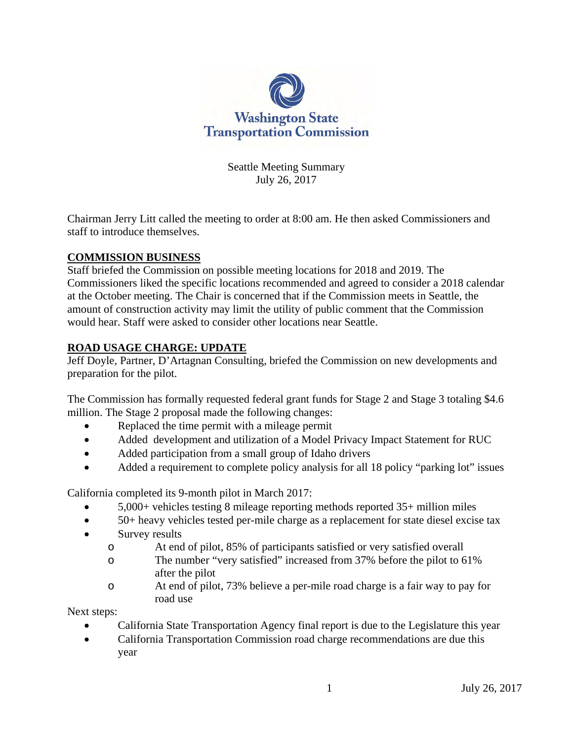Washington State Transportation Commission

Seattle Meeting Summary
July 26, 2017

Chairman Jerry Litt called the meeting to order at 8:00 am. He then asked Commissioners and staff to introduce themselves.

## COMMISSION BUSINESS

Staff briefed the Commission on possible meeting locations for 2018 and 2019. The Commissioners liked the specific locations recommended and agreed to consider a 2018 calendar at the October meeting. The Chair is concerned that if the Commission meets in Seattle, the amount of construction activity may limit the utility of public comment that the Commission would hear. Staff were asked to consider other locations near Seattle.

## ROAD USAGE CHARGE: UPDATE

Jeff Doyle, Partner, D'Artagnan Consulting, briefed the Commission on new developments and preparation for the pilot.

The Commission has formally requested federal grant funds for Stage 2 and Stage 3 totaling $4.6 million. The Stage 2 proposal made the following changes:

- Replaced the time permit with a mileage permit
- Added development and utilization of a Model Privacy Impact Statement for RUC
- Added participation from a small group of Idaho drivers
- Added a requirement to complete policy analysis for all 18 policy "parking lot" issues

California completed its 9-month pilot in March 2017:

- 5,000+ vehicles testing 8 mileage reporting methods reported 35+ million miles
- 50+ heavy vehicles tested per-mile charge as a replacement for state diesel excise tax
- Survey results
  - At end of pilot, 85% of participants satisfied or very satisfied overall
  - The number "very satisfied" increased from 37% before the pilot to 61% after the pilot
  - At end of pilot, 73% believe a per-mile road charge is a fair way to pay for road use

Next steps:

- California State Transportation Agency final report is due to the Legislature this year
- California Transportation Commission road charge recommendations are due this year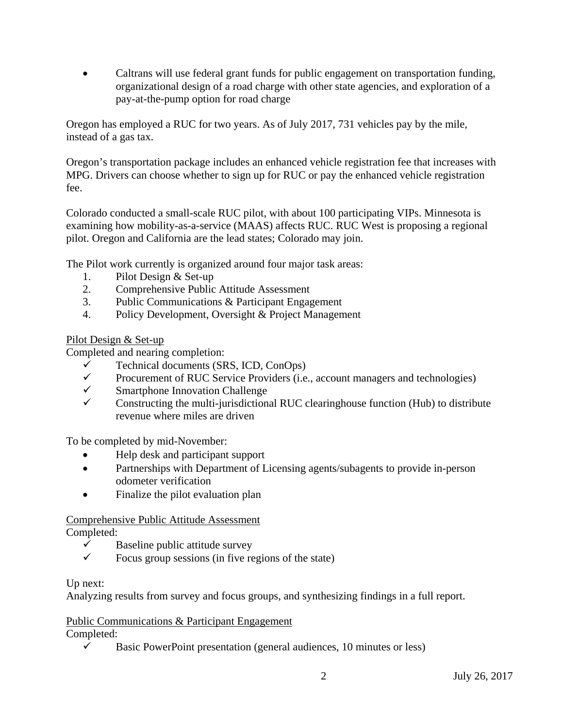- Caltrans will use federal grant funds for public engagement on transportation funding, organizational design of a road charge with other state agencies, and exploration of a pay-at-the-pump option for road charge

Oregon has employed a RUC for two years. As of July 2017, 731 vehicles pay by the mile, instead of a gas tax.

Oregon's transportation package includes an enhanced vehicle registration fee that increases with MPG. Drivers can choose whether to sign up for RUC or pay the enhanced vehicle registration fee.

Colorado conducted a small-scale RUC pilot, with about 100 participating VIPs. Minnesota is examining how mobility-as-a-service (MAAS) affects RUC. RUC West is proposing a regional pilot. Oregon and California are the lead states; Colorado may join.

The Pilot work currently is organized around four major task areas:

1. Pilot Design & Set-up
2. Comprehensive Public Attitude Assessment
3. Public Communications & Participant Engagement
4. Policy Development, Oversight & Project Management

<u>Pilot Design & Set-up</u>

Completed and nearing completion:

- ✓ Technical documents (SRS, ICD, ConOps)
- ✓ Procurement of RUC Service Providers (i.e., account managers and technologies)
- ✓ Smartphone Innovation Challenge
- ✓ Constructing the multi-jurisdictional RUC clearinghouse function (Hub) to distribute revenue where miles are driven

To be completed by mid-November:

- Help desk and participant support
- Partnerships with Department of Licensing agents/subagents to provide in-person odometer verification
- Finalize the pilot evaluation plan

<u>Comprehensive Public Attitude Assessment</u>

Completed:

- ✓ Baseline public attitude survey
- ✓ Focus group sessions (in five regions of the state)

Up next:

Analyzing results from survey and focus groups, and synthesizing findings in a full report.

<u>Public Communications & Participant Engagement</u>

Completed:

- ✓ Basic PowerPoint presentation (general audiences, 10 minutes or less)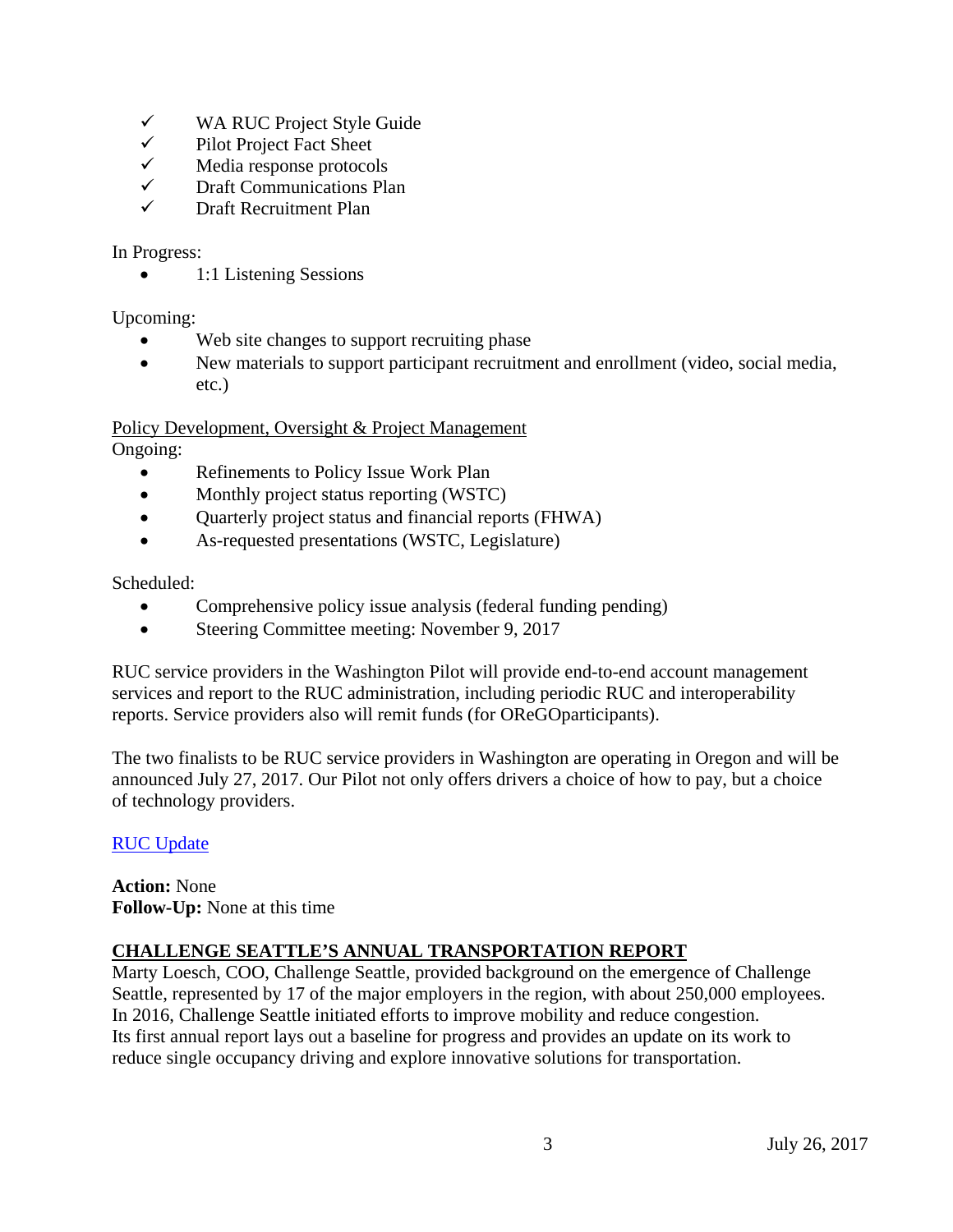- ✓ WA RUC Project Style Guide
- ✓ Pilot Project Fact Sheet
- ✓ Media response protocols
- ✓ Draft Communications Plan
- ✓ Draft Recruitment Plan

In Progress:

- 1:1 Listening Sessions

Upcoming:

- Web site changes to support recruiting phase
- New materials to support participant recruitment and enrollment (video, social media, etc.)

Policy Development, Oversight & Project Management

Ongoing:

- Refinements to Policy Issue Work Plan
- Monthly project status reporting (WSTC)
- Quarterly project status and financial reports (FHWA)
- As-requested presentations (WSTC, Legislature)

Scheduled:

- Comprehensive policy issue analysis (federal funding pending)
- Steering Committee meeting: November 9, 2017

RUC service providers in the Washington Pilot will provide end-to-end account management services and report to the RUC administration, including periodic RUC and interoperability reports. Service providers also will remit funds (for OReGOparticipants).

The two finalists to be RUC service providers in Washington are operating in Oregon and will be announced July 27, 2017. Our Pilot not only offers drivers a choice of how to pay, but a choice of technology providers.

[RUC Update]

**Action:** None
**Follow-Up:** None at this time

## CHALLENGE SEATTLE'S ANNUAL TRANSPORTATION REPORT

Marty Loesch, COO, Challenge Seattle, provided background on the emergence of Challenge Seattle, represented by 17 of the major employers in the region, with about 250,000 employees. In 2016, Challenge Seattle initiated efforts to improve mobility and reduce congestion. Its first annual report lays out a baseline for progress and provides an update on its work to reduce single occupancy driving and explore innovative solutions for transportation.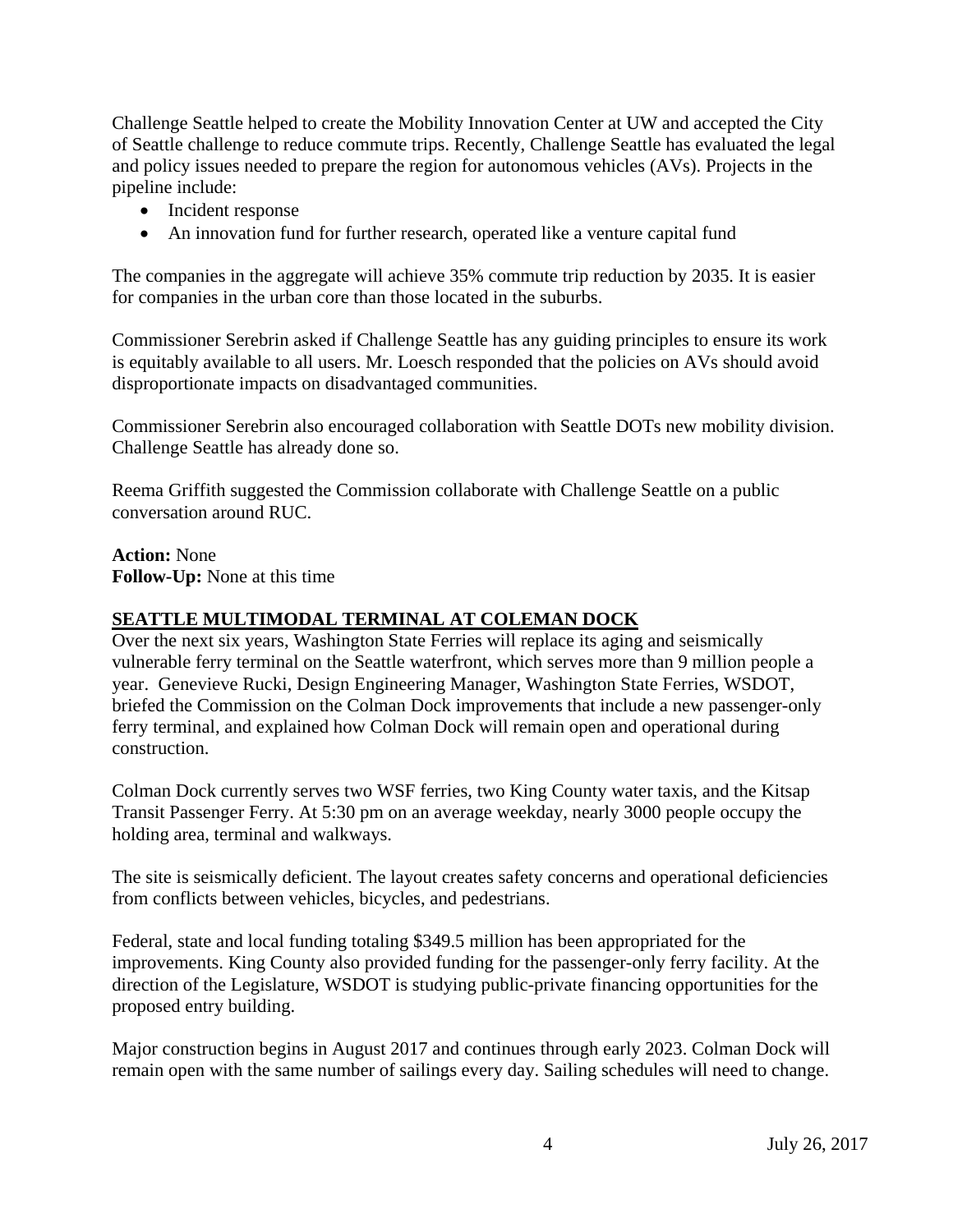Challenge Seattle helped to create the Mobility Innovation Center at UW and accepted the City of Seattle challenge to reduce commute trips. Recently, Challenge Seattle has evaluated the legal and policy issues needed to prepare the region for autonomous vehicles (AVs). Projects in the pipeline include:

- Incident response
- An innovation fund for further research, operated like a venture capital fund

The companies in the aggregate will achieve 35% commute trip reduction by 2035. It is easier for companies in the urban core than those located in the suburbs.

Commissioner Serebrin asked if Challenge Seattle has any guiding principles to ensure its work is equitably available to all users. Mr. Loesch responded that the policies on AVs should avoid disproportionate impacts on disadvantaged communities.

Commissioner Serebrin also encouraged collaboration with Seattle DOTs new mobility division. Challenge Seattle has already done so.

Reema Griffith suggested the Commission collaborate with Challenge Seattle on a public conversation around RUC.

**Action:** None
**Follow-Up:** None at this time

## SEATTLE MULTIMODAL TERMINAL AT COLEMAN DOCK

Over the next six years, Washington State Ferries will replace its aging and seismically vulnerable ferry terminal on the Seattle waterfront, which serves more than 9 million people a year. Genevieve Rucki, Design Engineering Manager, Washington State Ferries, WSDOT, briefed the Commission on the Colman Dock improvements that include a new passenger-only ferry terminal, and explained how Colman Dock will remain open and operational during construction.

Colman Dock currently serves two WSF ferries, two King County water taxis, and the Kitsap Transit Passenger Ferry. At 5:30 pm on an average weekday, nearly 3000 people occupy the holding area, terminal and walkways.

The site is seismically deficient. The layout creates safety concerns and operational deficiencies from conflicts between vehicles, bicycles, and pedestrians.

Federal, state and local funding totaling $349.5 million has been appropriated for the improvements. King County also provided funding for the passenger-only ferry facility. At the direction of the Legislature, WSDOT is studying public-private financing opportunities for the proposed entry building.

Major construction begins in August 2017 and continues through early 2023. Colman Dock will remain open with the same number of sailings every day. Sailing schedules will need to change.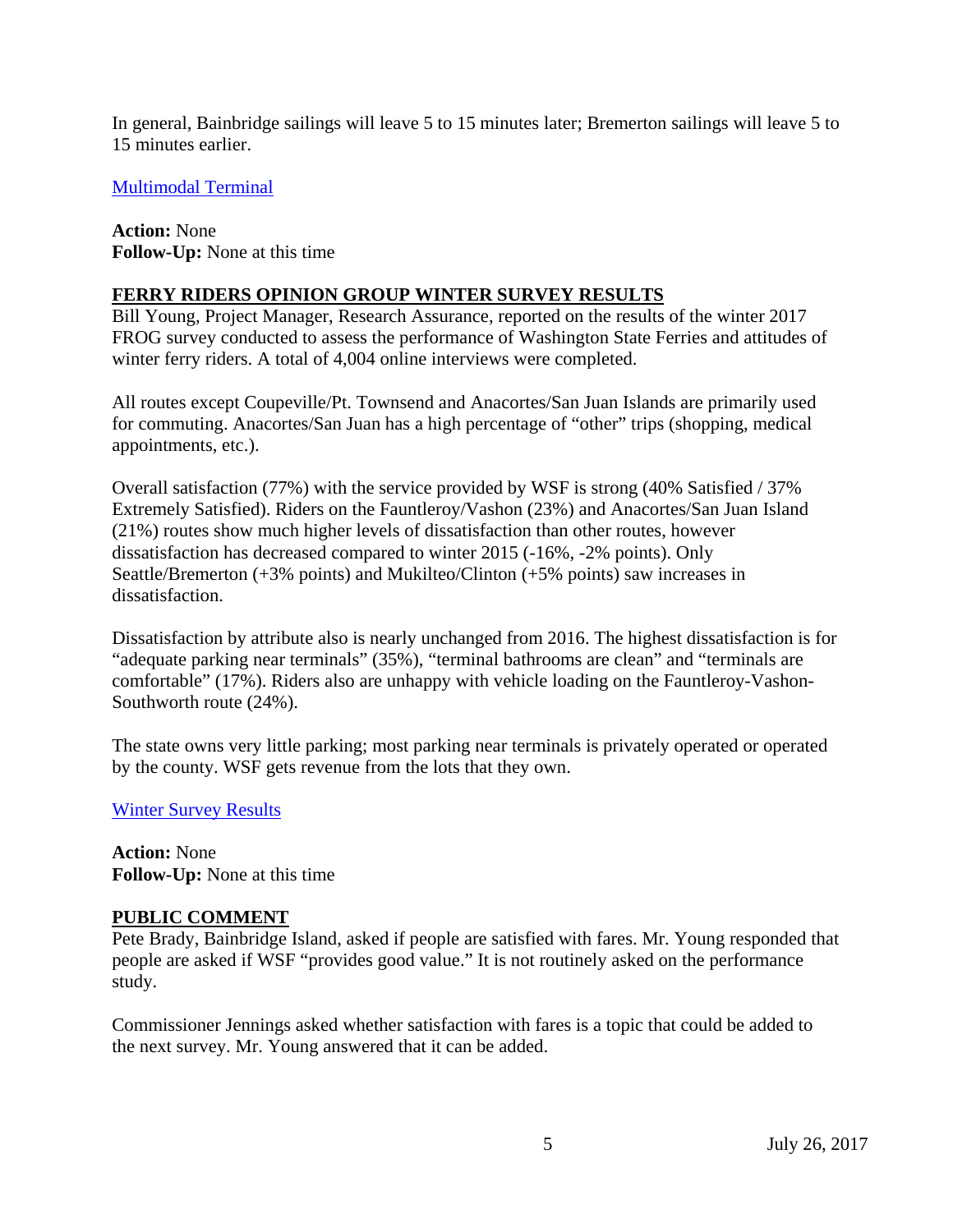In general, Bainbridge sailings will leave 5 to 15 minutes later; Bremerton sailings will leave 5 to 15 minutes earlier.

[Multimodal Terminal]

**Action:** None
**Follow-Up:** None at this time

## FERRY RIDERS OPINION GROUP WINTER SURVEY RESULTS

Bill Young, Project Manager, Research Assurance, reported on the results of the winter 2017 FROG survey conducted to assess the performance of Washington State Ferries and attitudes of winter ferry riders. A total of 4,004 online interviews were completed.

All routes except Coupeville/Pt. Townsend and Anacortes/San Juan Islands are primarily used for commuting. Anacortes/San Juan has a high percentage of "other" trips (shopping, medical appointments, etc.).

Overall satisfaction (77%) with the service provided by WSF is strong (40% Satisfied / 37% Extremely Satisfied). Riders on the Fauntleroy/Vashon (23%) and Anacortes/San Juan Island (21%) routes show much higher levels of dissatisfaction than other routes, however dissatisfaction has decreased compared to winter 2015 (-16%, -2% points). Only Seattle/Bremerton (+3% points) and Mukilteo/Clinton (+5% points) saw increases in dissatisfaction.

Dissatisfaction by attribute also is nearly unchanged from 2016. The highest dissatisfaction is for "adequate parking near terminals" (35%), "terminal bathrooms are clean" and "terminals are comfortable" (17%). Riders also are unhappy with vehicle loading on the Fauntleroy-Vashon-Southworth route (24%).

The state owns very little parking; most parking near terminals is privately operated or operated by the county. WSF gets revenue from the lots that they own.

[Winter Survey Results]

**Action:** None
**Follow-Up:** None at this time

## PUBLIC COMMENT

Pete Brady, Bainbridge Island, asked if people are satisfied with fares. Mr. Young responded that people are asked if WSF "provides good value." It is not routinely asked on the performance study.

Commissioner Jennings asked whether satisfaction with fares is a topic that could be added to the next survey. Mr. Young answered that it can be added.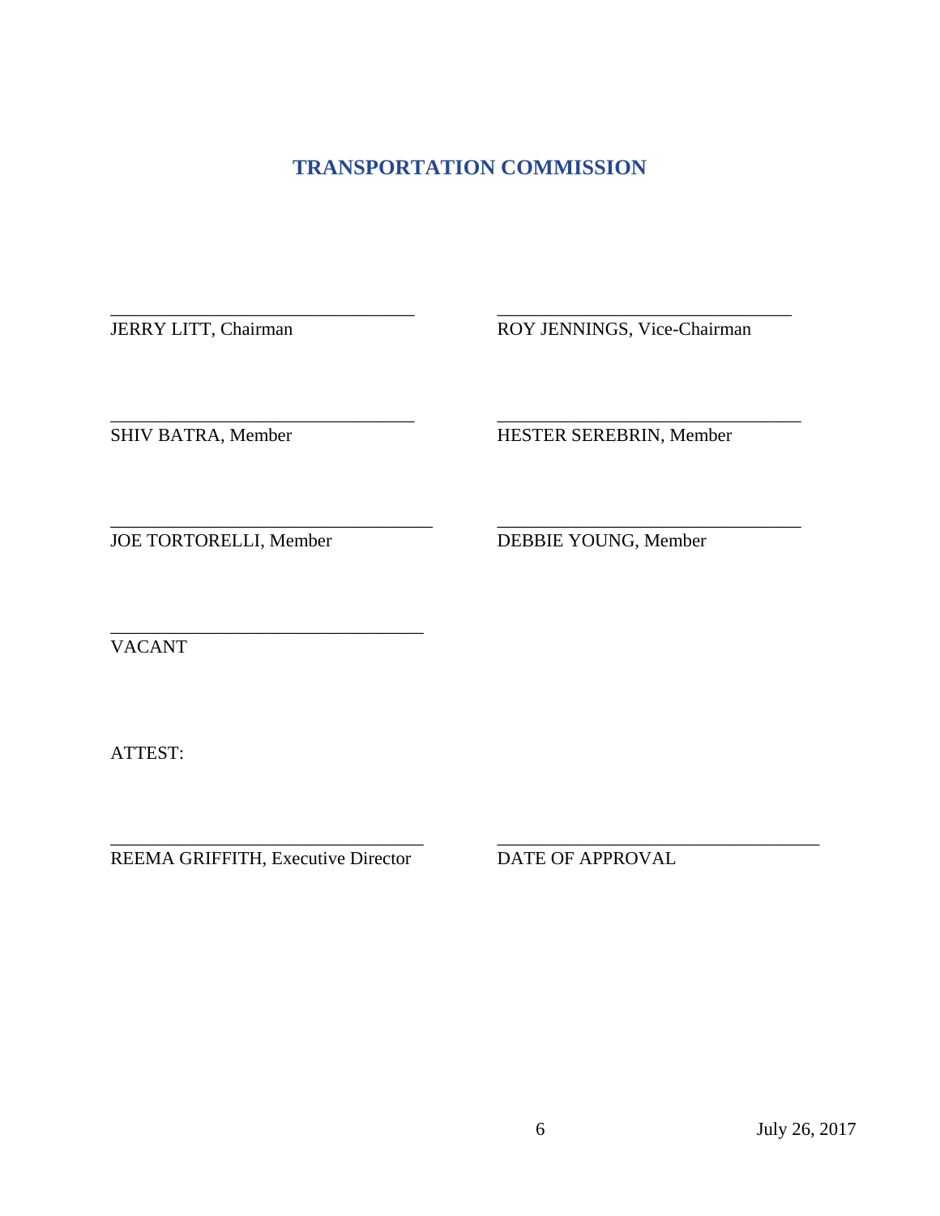## TRANSPORTATION COMMISSION

| | |
|---|---|
| \_\_\_\_\_\_\_\_\_\_\_\_\_\_\_\_\_\_\_\_\_\_\_\_\_\_\_\_\_\_\_\_ | \_\_\_\_\_\_\_\_\_\_\_\_\_\_\_\_\_\_\_\_\_\_\_\_\_\_\_\_\_\_\_\_ |
| JERRY LITT, Chairman | ROY JENNINGS, Vice-Chairman |
| \_\_\_\_\_\_\_\_\_\_\_\_\_\_\_\_\_\_\_\_\_\_\_\_\_\_\_\_\_\_\_\_ | \_\_\_\_\_\_\_\_\_\_\_\_\_\_\_\_\_\_\_\_\_\_\_\_\_\_\_\_\_\_\_\_ |
| SHIV BATRA, Member | HESTER SEREBRIN, Member |
| \_\_\_\_\_\_\_\_\_\_\_\_\_\_\_\_\_\_\_\_\_\_\_\_\_\_\_\_\_\_\_\_ | \_\_\_\_\_\_\_\_\_\_\_\_\_\_\_\_\_\_\_\_\_\_\_\_\_\_\_\_\_\_\_\_ |
| JOE TORTORELLI, Member | DEBBIE YOUNG, Member |
| \_\_\_\_\_\_\_\_\_\_\_\_\_\_\_\_\_\_\_\_\_\_\_\_\_\_\_\_\_\_\_\_ | |
| VACANT | |

ATTEST:

| | |
|---|---|
| \_\_\_\_\_\_\_\_\_\_\_\_\_\_\_\_\_\_\_\_\_\_\_\_\_\_\_\_\_\_\_\_ | \_\_\_\_\_\_\_\_\_\_\_\_\_\_\_\_\_\_\_\_\_\_\_\_\_\_\_\_\_\_\_\_ |
| REEMA GRIFFITH, Executive Director | DATE OF APPROVAL |

July 26, 2017